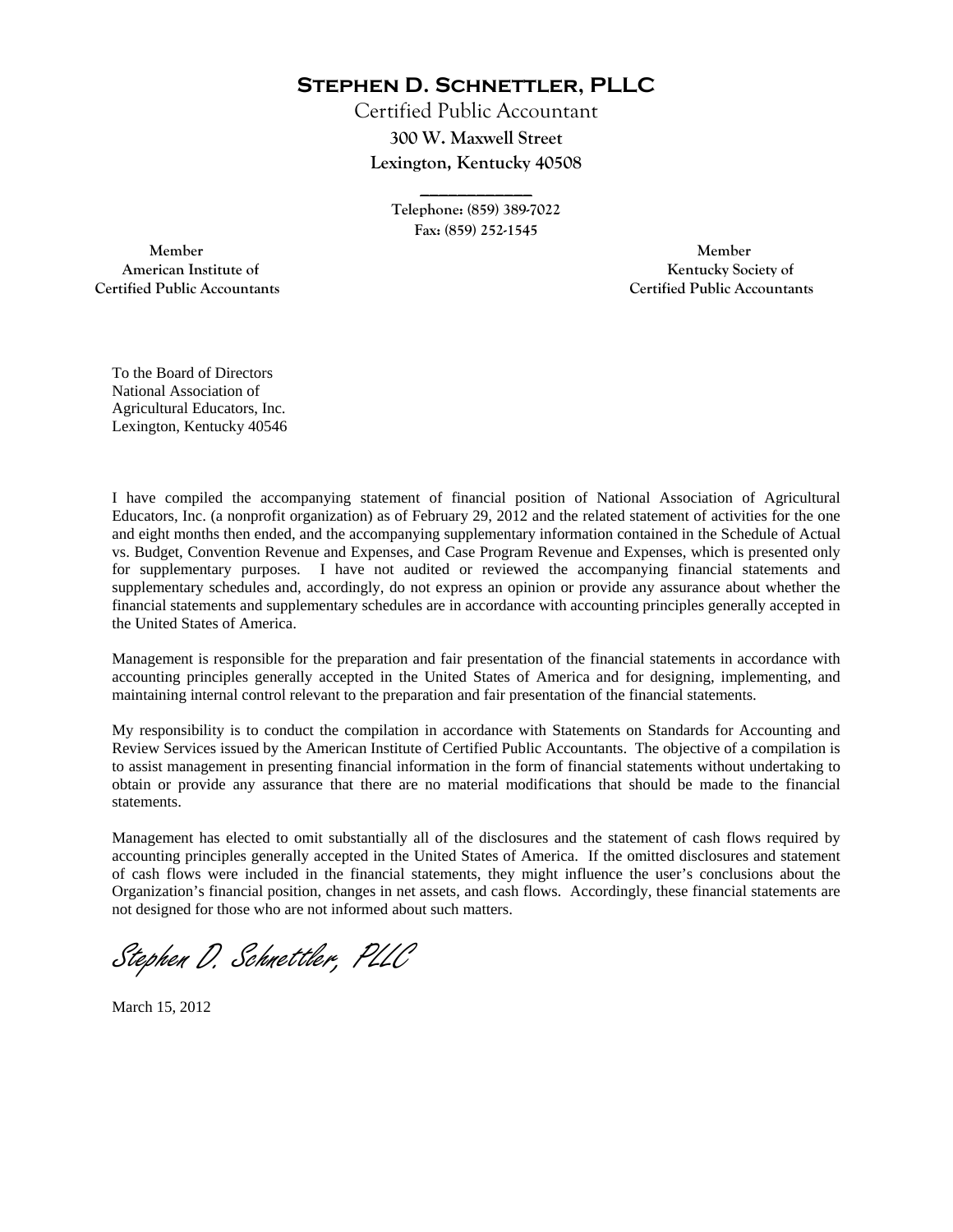# Stephen D. Schnettler, PLLC

Certified Public Accountant

300 W. Maxwell Street

Lexington, Kentucky 40508

Telephone: (859) 389-7022

Fax: (859) 252-1545

Member
American Institute of
Certified Public Accountants

Member
Kentucky Society of
Certified Public Accountants

To the Board of Directors
National Association of
Agricultural Educators, Inc.
Lexington, Kentucky 40546

I have compiled the accompanying statement of financial position of National Association of Agricultural Educators, Inc. (a nonprofit organization) as of February 29, 2012 and the related statement of activities for the one and eight months then ended, and the accompanying supplementary information contained in the Schedule of Actual vs. Budget, Convention Revenue and Expenses, and Case Program Revenue and Expenses, which is presented only for supplementary purposes. I have not audited or reviewed the accompanying financial statements and supplementary schedules and, accordingly, do not express an opinion or provide any assurance about whether the financial statements and supplementary schedules are in accordance with accounting principles generally accepted in the United States of America.

Management is responsible for the preparation and fair presentation of the financial statements in accordance with accounting principles generally accepted in the United States of America and for designing, implementing, and maintaining internal control relevant to the preparation and fair presentation of the financial statements.

My responsibility is to conduct the compilation in accordance with Statements on Standards for Accounting and Review Services issued by the American Institute of Certified Public Accountants. The objective of a compilation is to assist management in presenting financial information in the form of financial statements without undertaking to obtain or provide any assurance that there are no material modifications that should be made to the financial statements.

Management has elected to omit substantially all of the disclosures and the statement of cash flows required by accounting principles generally accepted in the United States of America. If the omitted disclosures and statement of cash flows were included in the financial statements, they might influence the user's conclusions about the Organization's financial position, changes in net assets, and cash flows. Accordingly, these financial statements are not designed for those who are not informed about such matters.

*Stephen D. Schnettler, PLLC*

March 15, 2012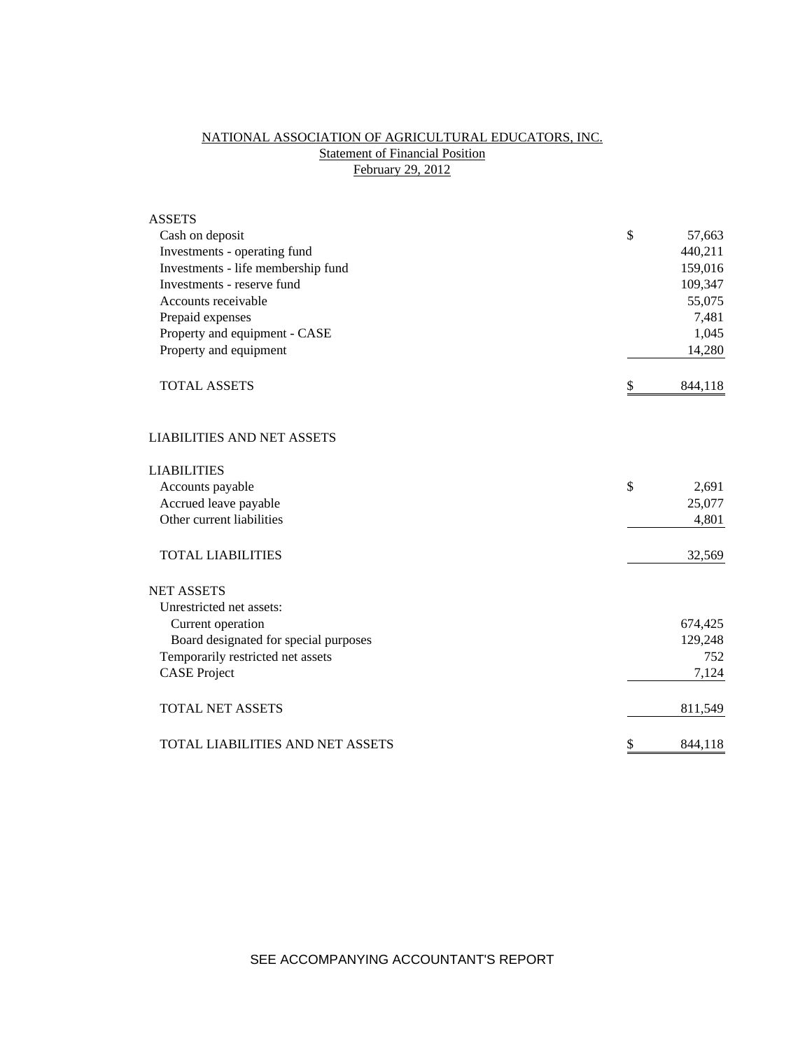# NATIONAL ASSOCIATION OF AGRICULTURAL EDUCATORS, INC.

## Statement of Financial Position

### February 29, 2012

| | |
|---|---|
| **ASSETS** | |
| Cash on deposit | $ 57,663 |
| Investments - operating fund | 440,211 |
| Investments - life membership fund | 159,016 |
| Investments - reserve fund | 109,347 |
| Accounts receivable | 55,075 |
| Prepaid expenses | 7,481 |
| Property and equipment - CASE | 1,045 |
| Property and equipment | 14,280 |
| TOTAL ASSETS | $ 844,118 |
| | |
| **LIABILITIES AND NET ASSETS** | |
| | |
| **LIABILITIES** | |
| Accounts payable | $ 2,691 |
| Accrued leave payable | 25,077 |
| Other current liabilities | 4,801 |
| TOTAL LIABILITIES | 32,569 |
| | |
| **NET ASSETS** | |
| Unrestricted net assets: | |
| Current operation | 674,425 |
| Board designated for special purposes | 129,248 |
| Temporarily restricted net assets | 752 |
| CASE Project | 7,124 |
| TOTAL NET ASSETS | 811,549 |
| | |
| TOTAL LIABILITIES AND NET ASSETS | $ 844,118 |

SEE ACCOMPANYING ACCOUNTANT'S REPORT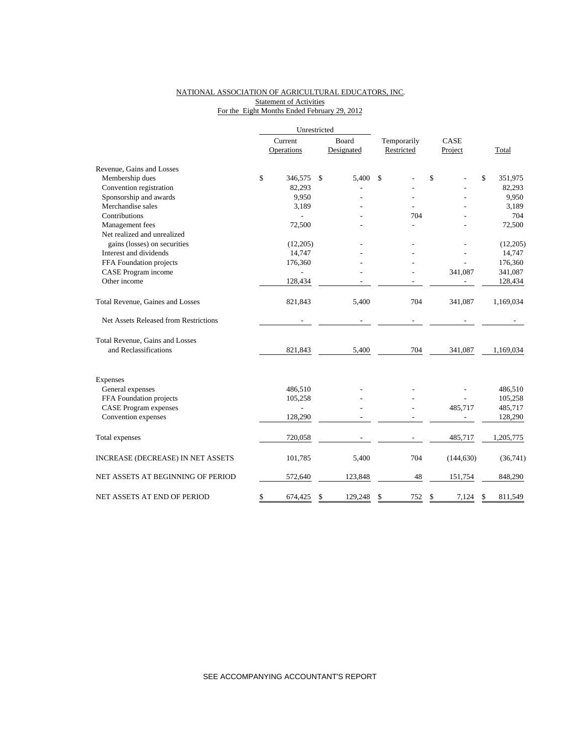NATIONAL ASSOCIATION OF AGRICULTURAL EDUCATORS, INC.
Statement of Activities
For the Eight Months Ended February 29, 2012

| | Unrestricted | | | | |
|---|---|---|---|---|---|
| | Current Operations | Board Designated | Temporarily Restricted | CASE Project | Total |
| Revenue, Gains and Losses | | | | | |
| Membership dues | $ 346,575 | $ 5,400 | $ - | $ - | $ 351,975 |
| Convention registration | 82,293 | - | - | - | 82,293 |
| Sponsorship and awards | 9,950 | - | - | - | 9,950 |
| Merchandise sales | 3,189 | - | - | - | 3,189 |
| Contributions | - | - | 704 | - | 704 |
| Management fees | 72,500 | - | - | - | 72,500 |
| Net realized and unrealized gains (losses) on securities | (12,205) | - | - | - | (12,205) |
| Interest and dividends | 14,747 | - | - | - | 14,747 |
| FFA Foundation projects | 176,360 | - | - | - | 176,360 |
| CASE Program income | - | - | - | 341,087 | 341,087 |
| Other income | 128,434 | - | - | - | 128,434 |
| Total Revenue, Gaines and Losses | 821,843 | 5,400 | 704 | 341,087 | 1,169,034 |
| Net Assets Released from Restrictions | - | - | - | - | - |
| Total Revenue, Gains and Losses and Reclassifications | 821,843 | 5,400 | 704 | 341,087 | 1,169,034 |
| Expenses | | | | | |
| General expenses | 486,510 | - | - | - | 486,510 |
| FFA Foundation projects | 105,258 | - | - | - | 105,258 |
| CASE Program expenses | - | - | - | 485,717 | 485,717 |
| Convention expenses | 128,290 | - | - | - | 128,290 |
| Total expenses | 720,058 | - | - | 485,717 | 1,205,775 |
| INCREASE (DECREASE) IN NET ASSETS | 101,785 | 5,400 | 704 | (144,630) | (36,741) |
| NET ASSETS AT BEGINNING OF PERIOD | 572,640 | 123,848 | 48 | 151,754 | 848,290 |
| NET ASSETS AT END OF PERIOD | $ 674,425 | $ 129,248 | $ 752 | $ 7,124 | $ 811,549 |

SEE ACCOMPANYING ACCOUNTANT'S REPORT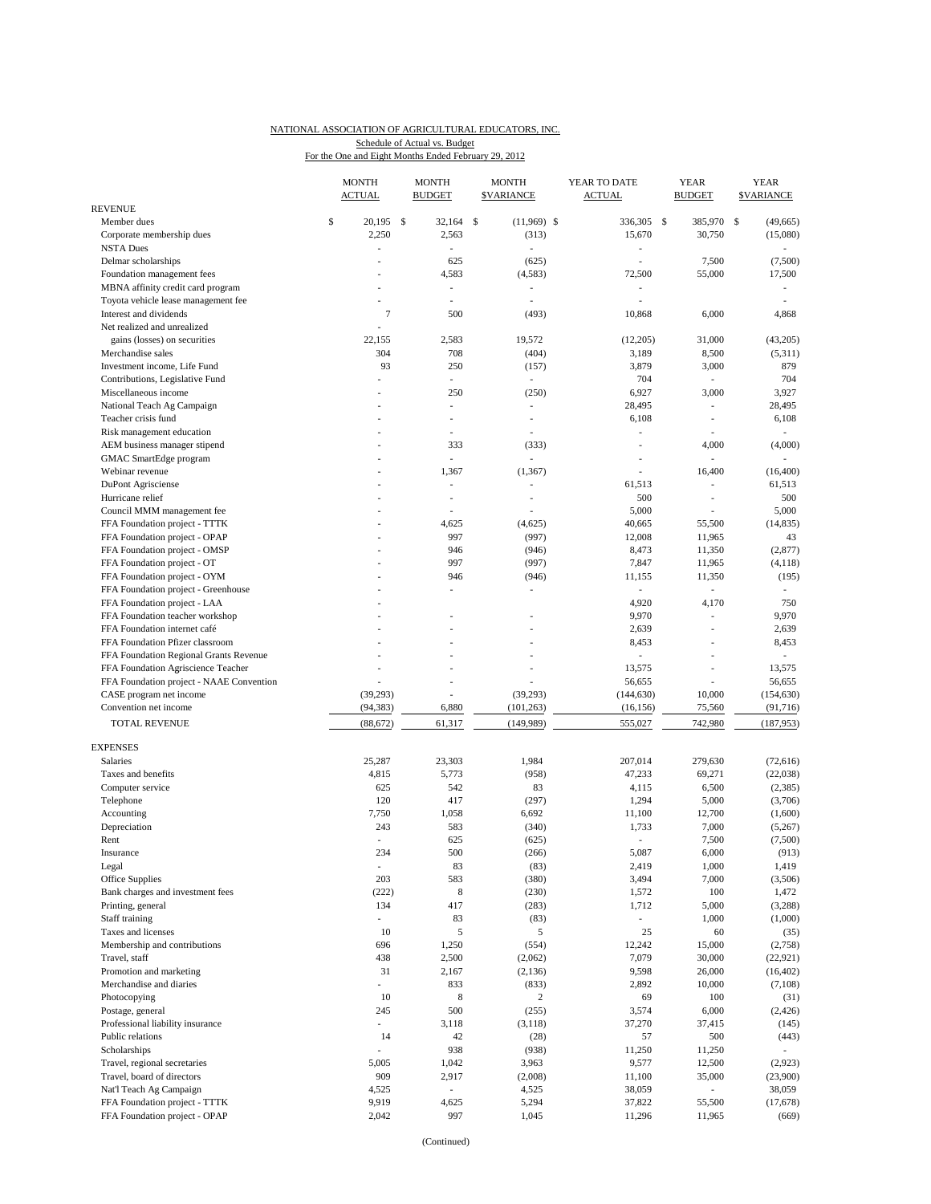NATIONAL ASSOCIATION OF AGRICULTURAL EDUCATORS, INC.
Schedule of Actual vs. Budget
For the One and Eight Months Ended February 29, 2012

| | MONTH ACTUAL | MONTH BUDGET | MONTH $VARIANCE | YEAR TO DATE ACTUAL | YEAR BUDGET | YEAR $VARIANCE |
|---|---|---|---|---|---|---|
| **REVENUE** | | | | | | |
| Member dues | $ 20,195 | $ 32,164 | $ (11,969) | $ 336,305 | $ 385,970 | $ (49,665) |
| Corporate membership dues | 2,250 | 2,563 | (313) | 15,670 | 30,750 | (15,080) |
| NSTA Dues | - | - | - | - | | - |
| Delmar scholarships | - | 625 | (625) | - | 7,500 | (7,500) |
| Foundation management fees | - | 4,583 | (4,583) | 72,500 | 55,000 | 17,500 |
| MBNA affinity credit card program | - | - | - | - | | - |
| Toyota vehicle lease management fee | - | - | - | - | | - |
| Interest and dividends | 7 | 500 | (493) | 10,868 | 6,000 | 4,868 |
| Net realized and unrealized gains (losses) on securities | 22,155 | 2,583 | 19,572 | (12,205) | 31,000 | (43,205) |
| Merchandise sales | 304 | 708 | (404) | 3,189 | 8,500 | (5,311) |
| Investment income, Life Fund | 93 | 250 | (157) | 3,879 | 3,000 | 879 |
| Contributions, Legislative Fund | - | - | - | 704 | - | 704 |
| Miscellaneous income | - | 250 | (250) | 6,927 | 3,000 | 3,927 |
| National Teach Ag Campaign | - | - | - | 28,495 | - | 28,495 |
| Teacher crisis fund | - | - | - | 6,108 | - | 6,108 |
| Risk management education | - | - | - | - | - | - |
| AEM business manager stipend | - | 333 | (333) | - | 4,000 | (4,000) |
| GMAC SmartEdge program | - | - | - | - | - | - |
| Webinar revenue | - | 1,367 | (1,367) | - | 16,400 | (16,400) |
| DuPont Agrisciense | - | - | - | 61,513 | - | 61,513 |
| Hurricane relief | - | - | - | 500 | - | 500 |
| Council MMM management fee | - | - | - | 5,000 | - | 5,000 |
| FFA Foundation project - TTTK | - | 4,625 | (4,625) | 40,665 | 55,500 | (14,835) |
| FFA Foundation project - OPAP | - | 997 | (997) | 12,008 | 11,965 | 43 |
| FFA Foundation project - OMSP | - | 946 | (946) | 8,473 | 11,350 | (2,877) |
| FFA Foundation project - OT | - | 997 | (997) | 7,847 | 11,965 | (4,118) |
| FFA Foundation project - OYM | - | 946 | (946) | 11,155 | 11,350 | (195) |
| FFA Foundation project - Greenhouse | - | - | - | - | - | - |
| FFA Foundation project - LAA | - | | | 4,920 | 4,170 | 750 |
| FFA Foundation teacher workshop | - | - | - | 9,970 | - | 9,970 |
| FFA Foundation internet café | - | - | - | 2,639 | - | 2,639 |
| FFA Foundation Pfizer classroom | - | - | - | 8,453 | - | 8,453 |
| FFA Foundation Regional Grants Revenue | - | - | - | - | - | - |
| FFA Foundation Agriscience Teacher | - | - | - | 13,575 | - | 13,575 |
| FFA Foundation project - NAAE Convention | - | - | - | 56,655 | - | 56,655 |
| CASE program net income | (39,293) | - | (39,293) | (144,630) | 10,000 | (154,630) |
| Convention net income | (94,383) | 6,880 | (101,263) | (16,156) | 75,560 | (91,716) |
| TOTAL REVENUE | (88,672) | 61,317 | (149,989) | 555,027 | 742,980 | (187,953) |
| **EXPENSES** | | | | | | |
| Salaries | 25,287 | 23,303 | 1,984 | 207,014 | 279,630 | (72,616) |
| Taxes and benefits | 4,815 | 5,773 | (958) | 47,233 | 69,271 | (22,038) |
| Computer service | 625 | 542 | 83 | 4,115 | 6,500 | (2,385) |
| Telephone | 120 | 417 | (297) | 1,294 | 5,000 | (3,706) |
| Accounting | 7,750 | 1,058 | 6,692 | 11,100 | 12,700 | (1,600) |
| Depreciation | 243 | 583 | (340) | 1,733 | 7,000 | (5,267) |
| Rent | - | 625 | (625) | - | 7,500 | (7,500) |
| Insurance | 234 | 500 | (266) | 5,087 | 6,000 | (913) |
| Legal | - | 83 | (83) | 2,419 | 1,000 | 1,419 |
| Office Supplies | 203 | 583 | (380) | 3,494 | 7,000 | (3,506) |
| Bank charges and investment fees | (222) | 8 | (230) | 1,572 | 100 | 1,472 |
| Printing, general | 134 | 417 | (283) | 1,712 | 5,000 | (3,288) |
| Staff training | - | 83 | (83) | - | 1,000 | (1,000) |
| Taxes and licenses | 10 | 5 | 5 | 25 | 60 | (35) |
| Membership and contributions | 696 | 1,250 | (554) | 12,242 | 15,000 | (2,758) |
| Travel, staff | 438 | 2,500 | (2,062) | 7,079 | 30,000 | (22,921) |
| Promotion and marketing | 31 | 2,167 | (2,136) | 9,598 | 26,000 | (16,402) |
| Merchandise and diaries | - | 833 | (833) | 2,892 | 10,000 | (7,108) |
| Photocopying | 10 | 8 | 2 | 69 | 100 | (31) |
| Postage, general | 245 | 500 | (255) | 3,574 | 6,000 | (2,426) |
| Professional liability insurance | - | 3,118 | (3,118) | 37,270 | 37,415 | (145) |
| Public relations | 14 | 42 | (28) | 57 | 500 | (443) |
| Scholarships | - | 938 | (938) | 11,250 | 11,250 | - |
| Travel, regional secretaries | 5,005 | 1,042 | 3,963 | 9,577 | 12,500 | (2,923) |
| Travel, board of directors | 909 | 2,917 | (2,008) | 11,100 | 35,000 | (23,900) |
| Nat'l Teach Ag Campaign | 4,525 | - | 4,525 | 38,059 | - | 38,059 |
| FFA Foundation project - TTTK | 9,919 | 4,625 | 5,294 | 37,822 | 55,500 | (17,678) |
| FFA Foundation project - OPAP | 2,042 | 997 | 1,045 | 11,296 | 11,965 | (669) |

(Continued)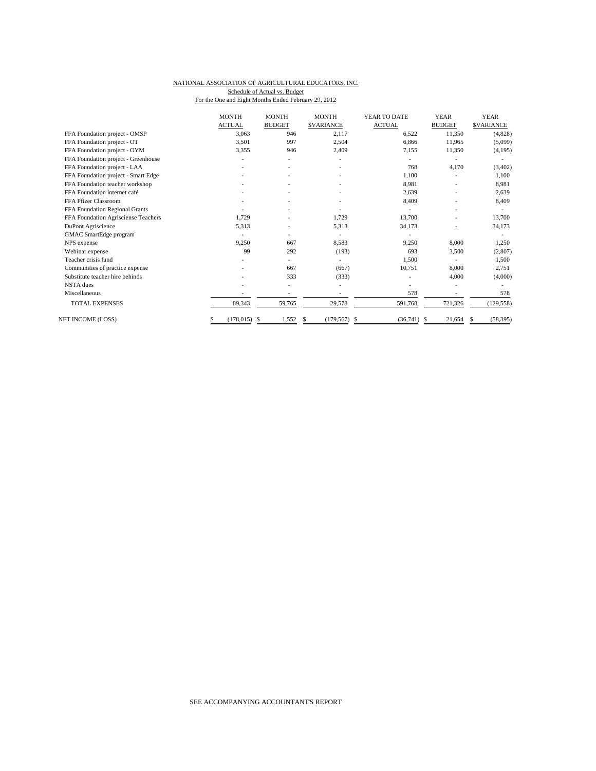NATIONAL ASSOCIATION OF AGRICULTURAL EDUCATORS, INC.

Schedule of Actual vs. Budget

For the One and Eight Months Ended February 29, 2012

| | MONTH ACTUAL | MONTH BUDGET | MONTH $VARIANCE | YEAR TO DATE ACTUAL | YEAR BUDGET | YEAR $VARIANCE |
|---|---|---|---|---|---|---|
| FFA Foundation project - OMSP | 3,063 | 946 | 2,117 | 6,522 | 11,350 | (4,828) |
| FFA Foundation project - OT | 3,501 | 997 | 2,504 | 6,866 | 11,965 | (5,099) |
| FFA Foundation project - OYM | 3,355 | 946 | 2,409 | 7,155 | 11,350 | (4,195) |
| FFA Foundation project - Greenhouse | - | - | - | - | - | - |
| FFA Foundation project - LAA | - | - | - | 768 | 4,170 | (3,402) |
| FFA Foundation project - Smart Edge | - | - | - | 1,100 | - | 1,100 |
| FFA Foundation teacher workshop | - | - | - | 8,981 | - | 8,981 |
| FFA Foundation internet café | - | - | - | 2,639 | - | 2,639 |
| FFA Pfizer Classroom | - | - | - | 8,409 | - | 8,409 |
| FFA Foundation Regional Grants | - | - | - | - | - | - |
| FFA Foundation Agrisciense Teachers | 1,729 | - | 1,729 | 13,700 | - | 13,700 |
| DuPont Agriscience | 5,313 | - | 5,313 | 34,173 | - | 34,173 |
| GMAC SmartEdge program | - | - | - | - | | - |
| NPS expense | 9,250 | 667 | 8,583 | 9,250 | 8,000 | 1,250 |
| Webinar expense | 99 | 292 | (193) | 693 | 3,500 | (2,807) |
| Teacher crisis fund | - | - | - | 1,500 | - | 1,500 |
| Communities of practice expense | - | 667 | (667) | 10,751 | 8,000 | 2,751 |
| Substitute teacher hire behinds | - | 333 | (333) | - | 4,000 | (4,000) |
| NSTA dues | - | - | - | - | - | - |
| Miscellaneous | - | - | - | 578 | - | 578 |
| TOTAL EXPENSES | 89,343 | 59,765 | 29,578 | 591,768 | 721,326 | (129,558) |
| NET INCOME (LOSS) | $ (178,015) | $ 1,552 | $ (179,567) | $ (36,741) | $ 21,654 | $ (58,395) |

SEE ACCOMPANYING ACCOUNTANT'S REPORT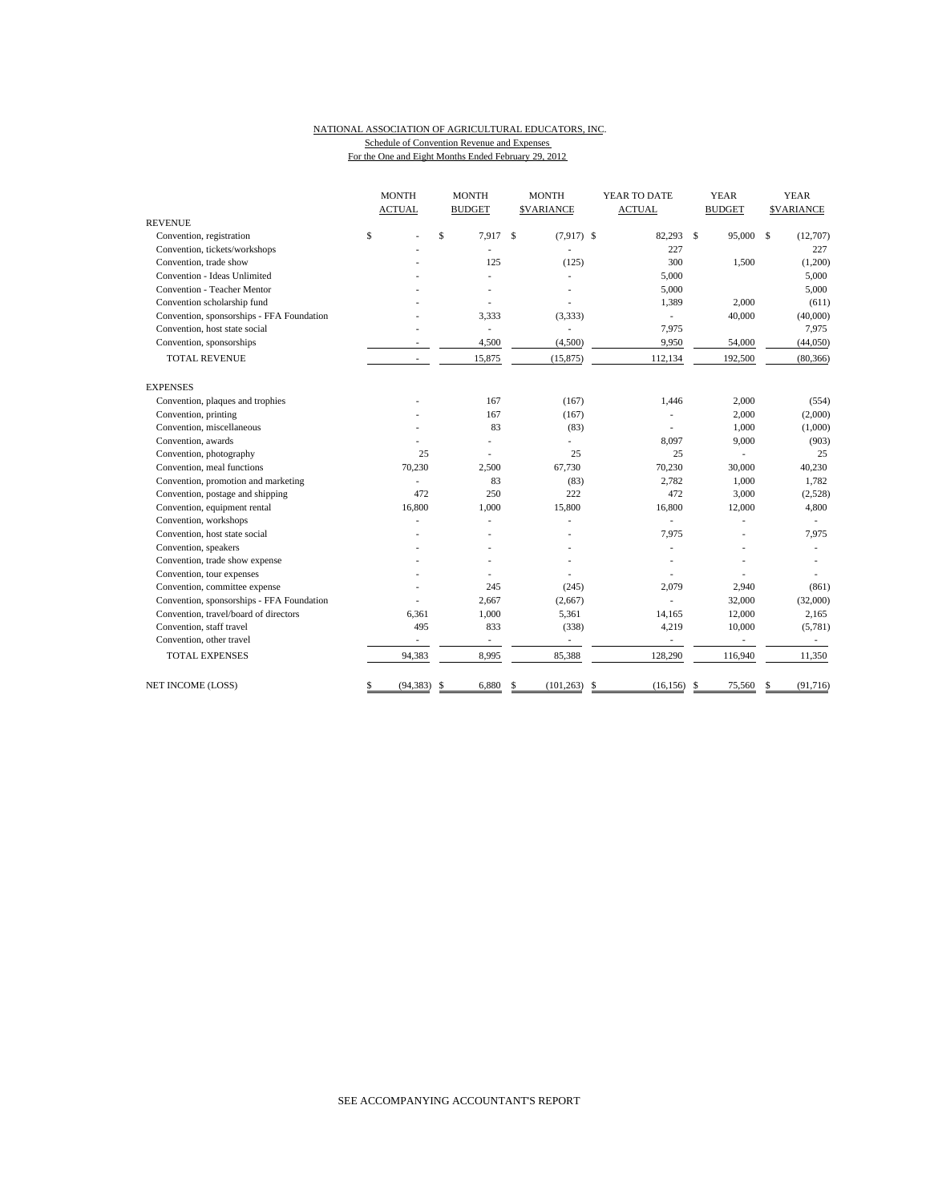NATIONAL ASSOCIATION OF AGRICULTURAL EDUCATORS, INC.
Schedule of Convention Revenue and Expenses
For the One and Eight Months Ended February 29, 2012

| | MONTH ACTUAL | MONTH BUDGET | MONTH $VARIANCE | YEAR TO DATE ACTUAL | YEAR BUDGET | YEAR $VARIANCE |
|---|---|---|---|---|---|---|
| REVENUE | | | | | | |
| Convention, registration | $ - | $ 7,917 | $ (7,917) | $ 82,293 | $ 95,000 | $ (12,707) |
| Convention, tickets/workshops | - | - | - | 227 | | 227 |
| Convention, trade show | - | 125 | (125) | 300 | 1,500 | (1,200) |
| Convention - Ideas Unlimited | - | - | - | 5,000 | | 5,000 |
| Convention - Teacher Mentor | - | - | - | 5,000 | | 5,000 |
| Convention scholarship fund | - | - | - | 1,389 | 2,000 | (611) |
| Convention, sponsorships - FFA Foundation | - | 3,333 | (3,333) | - | 40,000 | (40,000) |
| Convention, host state social | - | - | - | 7,975 | | 7,975 |
| Convention, sponsorships | - | 4,500 | (4,500) | 9,950 | 54,000 | (44,050) |
| TOTAL REVENUE | - | 15,875 | (15,875) | 112,134 | 192,500 | (80,366) |
| EXPENSES | | | | | | |
| Convention, plaques and trophies | - | 167 | (167) | 1,446 | 2,000 | (554) |
| Convention, printing | - | 167 | (167) | - | 2,000 | (2,000) |
| Convention, miscellaneous | - | 83 | (83) | - | 1,000 | (1,000) |
| Convention, awards | - | - | - | 8,097 | 9,000 | (903) |
| Convention, photography | 25 | - | 25 | 25 | - | 25 |
| Convention, meal functions | 70,230 | 2,500 | 67,730 | 70,230 | 30,000 | 40,230 |
| Convention, promotion and marketing | - | 83 | (83) | 2,782 | 1,000 | 1,782 |
| Convention, postage and shipping | 472 | 250 | 222 | 472 | 3,000 | (2,528) |
| Convention, equipment rental | 16,800 | 1,000 | 15,800 | 16,800 | 12,000 | 4,800 |
| Convention, workshops | - | - | - | - | - | - |
| Convention, host state social | - | - | - | 7,975 | - | 7,975 |
| Convention, speakers | - | - | - | - | - | - |
| Convention, trade show expense | - | - | - | - | - | - |
| Convention, tour expenses | - | - | - | - | - | - |
| Convention, committee expense | - | 245 | (245) | 2,079 | 2,940 | (861) |
| Convention, sponsorships - FFA Foundation | - | 2,667 | (2,667) | - | 32,000 | (32,000) |
| Convention, travel/board of directors | 6,361 | 1,000 | 5,361 | 14,165 | 12,000 | 2,165 |
| Convention, staff travel | 495 | 833 | (338) | 4,219 | 10,000 | (5,781) |
| Convention, other travel | - | - | - | - | - | - |
| TOTAL EXPENSES | 94,383 | 8,995 | 85,388 | 128,290 | 116,940 | 11,350 |
| NET INCOME (LOSS) | $ (94,383) | $ 6,880 | $ (101,263) | $ (16,156) | $ 75,560 | $ (91,716) |

SEE ACCOMPANYING ACCOUNTANT'S REPORT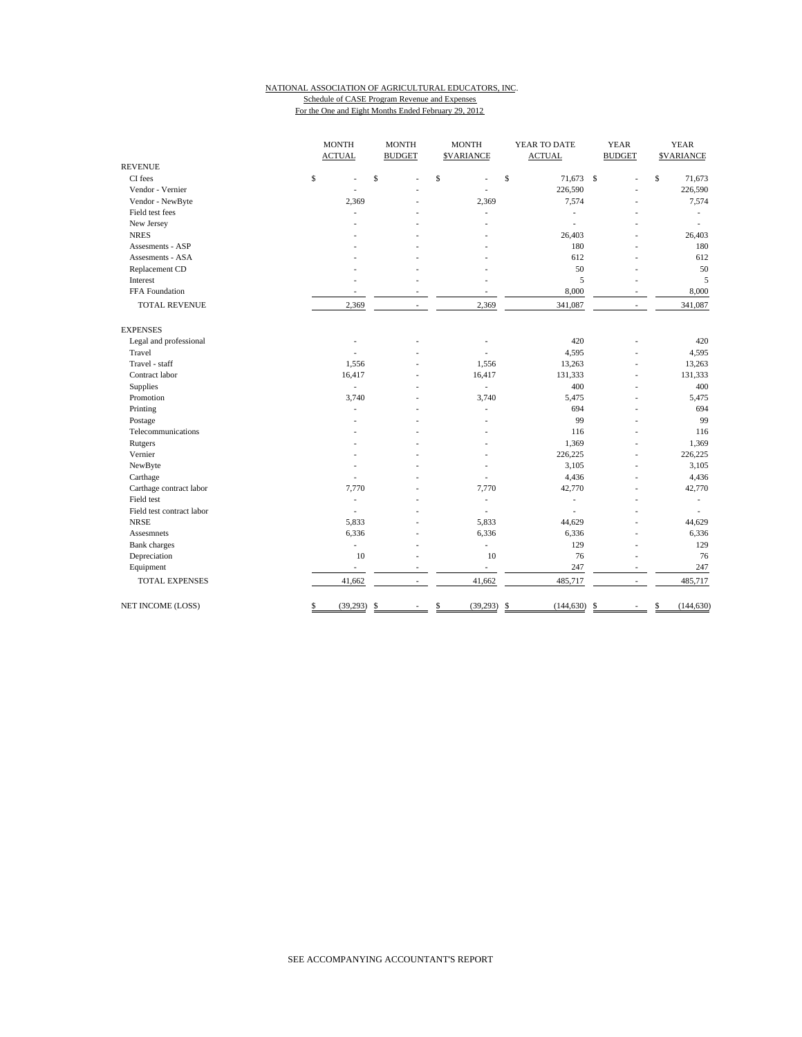NATIONAL ASSOCIATION OF AGRICULTURAL EDUCATORS, INC.
Schedule of CASE Program Revenue and Expenses
For the One and Eight Months Ended February 29, 2012

| | MONTH ACTUAL | MONTH BUDGET | MONTH $VARIANCE | YEAR TO DATE ACTUAL | YEAR BUDGET | YEAR $VARIANCE |
|---|---|---|---|---|---|---|
| REVENUE | | | | | | |
| CI fees | $ - | $ - | $ - | $ 71,673 | $ - | $ 71,673 |
| Vendor - Vernier | - | - | - | 226,590 | - | 226,590 |
| Vendor - NewByte | 2,369 | - | 2,369 | 7,574 | - | 7,574 |
| Field test fees | - | - | - | - | - | - |
| New Jersey | - | - | - | - | - | - |
| NRES | - | - | - | 26,403 | - | 26,403 |
| Assesments - ASP | - | - | - | 180 | - | 180 |
| Assesments - ASA | - | - | - | 612 | - | 612 |
| Replacement CD | - | - | - | 50 | - | 50 |
| Interest | - | - | - | 5 | - | 5 |
| FFA Foundation | - | - | - | 8,000 | - | 8,000 |
| TOTAL REVENUE | 2,369 | - | 2,369 | 341,087 | - | 341,087 |
| EXPENSES | | | | | | |
| Legal and professional | - | - | - | 420 | - | 420 |
| Travel | - | - | - | 4,595 | - | 4,595 |
| Travel - staff | 1,556 | - | 1,556 | 13,263 | - | 13,263 |
| Contract labor | 16,417 | - | 16,417 | 131,333 | - | 131,333 |
| Supplies | - | - | - | 400 | - | 400 |
| Promotion | 3,740 | - | 3,740 | 5,475 | - | 5,475 |
| Printing | - | - | - | 694 | - | 694 |
| Postage | - | - | - | 99 | - | 99 |
| Telecommunications | - | - | - | 116 | - | 116 |
| Rutgers | - | - | - | 1,369 | - | 1,369 |
| Vernier | - | - | - | 226,225 | - | 226,225 |
| NewByte | - | - | - | 3,105 | - | 3,105 |
| Carthage | - | - | - | 4,436 | - | 4,436 |
| Carthage contract labor | 7,770 | - | 7,770 | 42,770 | - | 42,770 |
| Field test | - | - | - | - | - | - |
| Field test contract labor | - | - | - | - | - | - |
| NRSE | 5,833 | - | 5,833 | 44,629 | - | 44,629 |
| Assesmnets | 6,336 | - | 6,336 | 6,336 | - | 6,336 |
| Bank charges | - | - | - | 129 | - | 129 |
| Depreciation | 10 | - | 10 | 76 | - | 76 |
| Equipment | - | - | - | 247 | - | 247 |
| TOTAL EXPENSES | 41,662 | - | 41,662 | 485,717 | - | 485,717 |
| NET INCOME (LOSS) | $ (39,293) | $ - | $ (39,293) | $ (144,630) | $ - | $ (144,630) |

SEE ACCOMPANYING ACCOUNTANT'S REPORT